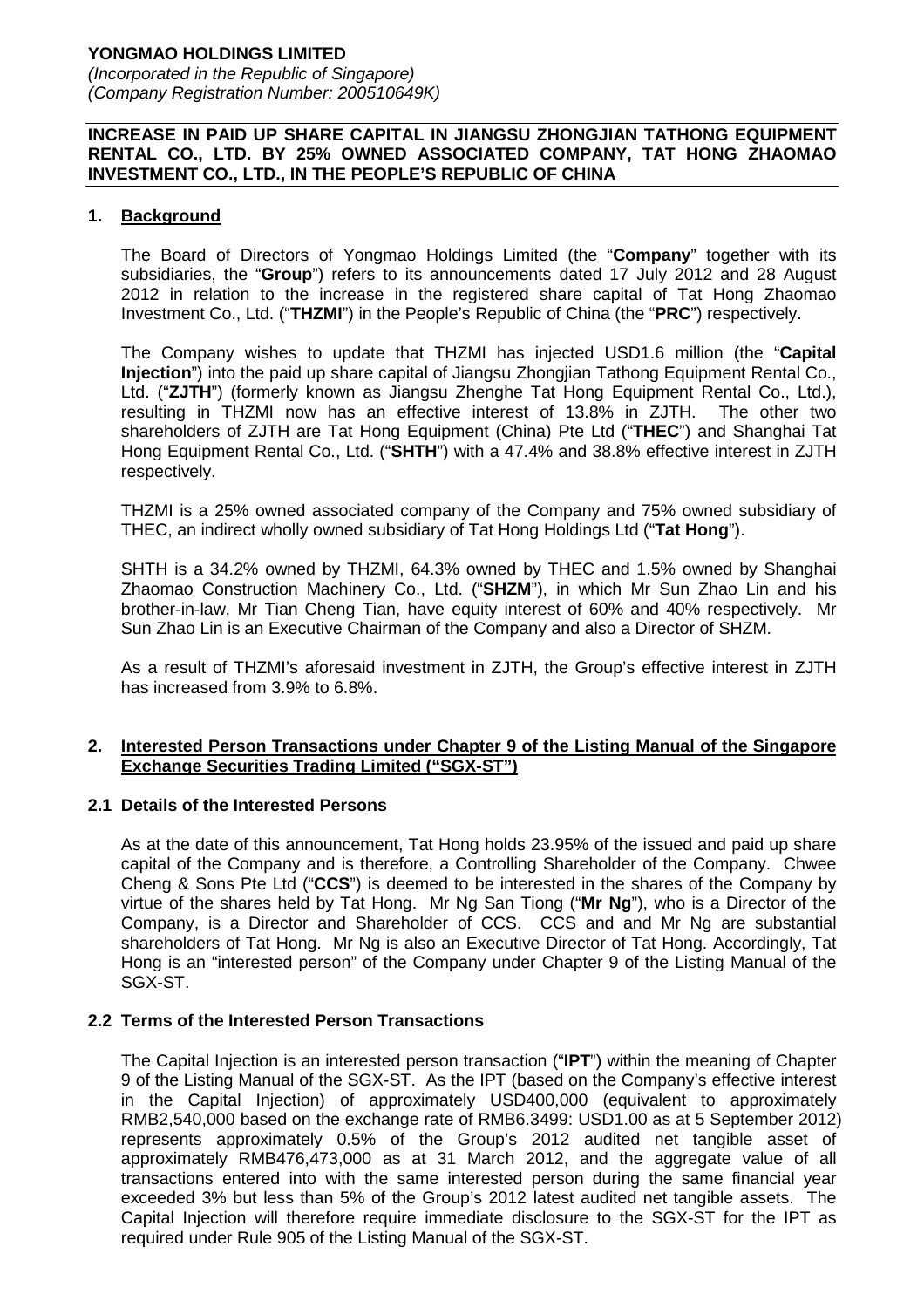**YONGMAO HOLDINGS LIMITED**
*(Incorporated in the Republic of Singapore)*
*(Company Registration Number: 200510649K)*

# INCREASE IN PAID UP SHARE CAPITAL IN JIANGSU ZHONGJIAN TATHONG EQUIPMENT RENTAL CO., LTD. BY 25% OWNED ASSOCIATED COMPANY, TAT HONG ZHAOMAO INVESTMENT CO., LTD., IN THE PEOPLE'S REPUBLIC OF CHINA

## 1. Background

The Board of Directors of Yongmao Holdings Limited (the "**Company**" together with its subsidiaries, the "**Group**") refers to its announcements dated 17 July 2012 and 28 August 2012 in relation to the increase in the registered share capital of Tat Hong Zhaomao Investment Co., Ltd. ("**THZMI**") in the People's Republic of China (the "**PRC**") respectively.

The Company wishes to update that THZMI has injected USD1.6 million (the "**Capital Injection**") into the paid up share capital of Jiangsu Zhongjian Tathong Equipment Rental Co., Ltd. ("**ZJTH**") (formerly known as Jiangsu Zhenghe Tat Hong Equipment Rental Co., Ltd.), resulting in THZMI now has an effective interest of 13.8% in ZJTH. The other two shareholders of ZJTH are Tat Hong Equipment (China) Pte Ltd ("**THEC**") and Shanghai Tat Hong Equipment Rental Co., Ltd. ("**SHTH**") with a 47.4% and 38.8% effective interest in ZJTH respectively.

THZMI is a 25% owned associated company of the Company and 75% owned subsidiary of THEC, an indirect wholly owned subsidiary of Tat Hong Holdings Ltd ("**Tat Hong**").

SHTH is a 34.2% owned by THZMI, 64.3% owned by THEC and 1.5% owned by Shanghai Zhaomao Construction Machinery Co., Ltd. ("**SHZM**"), in which Mr Sun Zhao Lin and his brother-in-law, Mr Tian Cheng Tian, have equity interest of 60% and 40% respectively. Mr Sun Zhao Lin is an Executive Chairman of the Company and also a Director of SHZM.

As a result of THZMI's aforesaid investment in ZJTH, the Group's effective interest in ZJTH has increased from 3.9% to 6.8%.

## 2. Interested Person Transactions under Chapter 9 of the Listing Manual of the Singapore Exchange Securities Trading Limited ("SGX-ST")

### 2.1 Details of the Interested Persons

As at the date of this announcement, Tat Hong holds 23.95% of the issued and paid up share capital of the Company and is therefore, a Controlling Shareholder of the Company. Chwee Cheng & Sons Pte Ltd ("**CCS**") is deemed to be interested in the shares of the Company by virtue of the shares held by Tat Hong. Mr Ng San Tiong ("**Mr Ng**"), who is a Director of the Company, is a Director and Shareholder of CCS. CCS and and Mr Ng are substantial shareholders of Tat Hong. Mr Ng is also an Executive Director of Tat Hong. Accordingly, Tat Hong is an "interested person" of the Company under Chapter 9 of the Listing Manual of the SGX-ST.

### 2.2 Terms of the Interested Person Transactions

The Capital Injection is an interested person transaction ("**IPT**") within the meaning of Chapter 9 of the Listing Manual of the SGX-ST. As the IPT (based on the Company's effective interest in the Capital Injection) of approximately USD400,000 (equivalent to approximately RMB2,540,000 based on the exchange rate of RMB6.3499: USD1.00 as at 5 September 2012) represents approximately 0.5% of the Group's 2012 audited net tangible asset of approximately RMB476,473,000 as at 31 March 2012, and the aggregate value of all transactions entered into with the same interested person during the same financial year exceeded 3% but less than 5% of the Group's 2012 latest audited net tangible assets. The Capital Injection will therefore require immediate disclosure to the SGX-ST for the IPT as required under Rule 905 of the Listing Manual of the SGX-ST.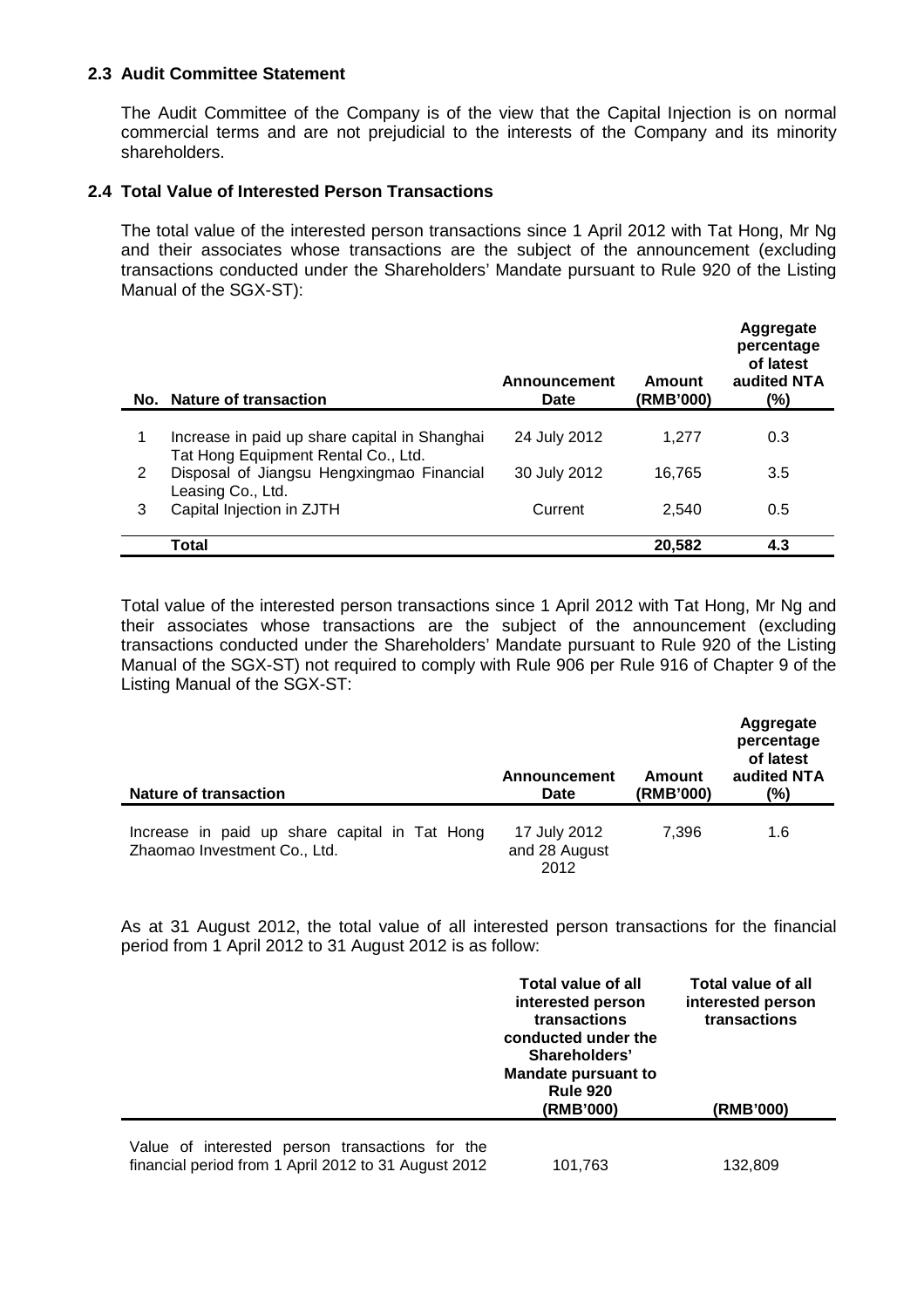### 2.3 Audit Committee Statement

The Audit Committee of the Company is of the view that the Capital Injection is on normal commercial terms and are not prejudicial to the interests of the Company and its minority shareholders.

### 2.4 Total Value of Interested Person Transactions

The total value of the interested person transactions since 1 April 2012 with Tat Hong, Mr Ng and their associates whose transactions are the subject of the announcement (excluding transactions conducted under the Shareholders' Mandate pursuant to Rule 920 of the Listing Manual of the SGX-ST):

| No. | Nature of transaction | Announcement Date | Amount (RMB'000) | Aggregate percentage of latest audited NTA (%) |
|---|---|---|---|---|
| 1 | Increase in paid up share capital in Shanghai Tat Hong Equipment Rental Co., Ltd. | 24 July 2012 | 1,277 | 0.3 |
| 2 | Disposal of Jiangsu Hengxingmao Financial Leasing Co., Ltd. | 30 July 2012 | 16,765 | 3.5 |
| 3 | Capital Injection in ZJTH | Current | 2,540 | 0.5 |
| | **Total** | | **20,582** | **4.3** |

Total value of the interested person transactions since 1 April 2012 with Tat Hong, Mr Ng and their associates whose transactions are the subject of the announcement (excluding transactions conducted under the Shareholders' Mandate pursuant to Rule 920 of the Listing Manual of the SGX-ST) not required to comply with Rule 906 per Rule 916 of Chapter 9 of the Listing Manual of the SGX-ST:

| Nature of transaction | Announcement Date | Amount (RMB'000) | Aggregate percentage of latest audited NTA (%) |
|---|---|---|---|
| Increase in paid up share capital in Tat Hong Zhaomao Investment Co., Ltd. | 17 July 2012 and 28 August 2012 | 7,396 | 1.6 |

As at 31 August 2012, the total value of all interested person transactions for the financial period from 1 April 2012 to 31 August 2012 is as follow:

| | Total value of all interested person transactions conducted under the Shareholders' Mandate pursuant to Rule 920 (RMB'000) | Total value of all interested person transactions (RMB'000) |
|---|---|---|
| Value of interested person transactions for the financial period from 1 April 2012 to 31 August 2012 | 101,763 | 132,809 |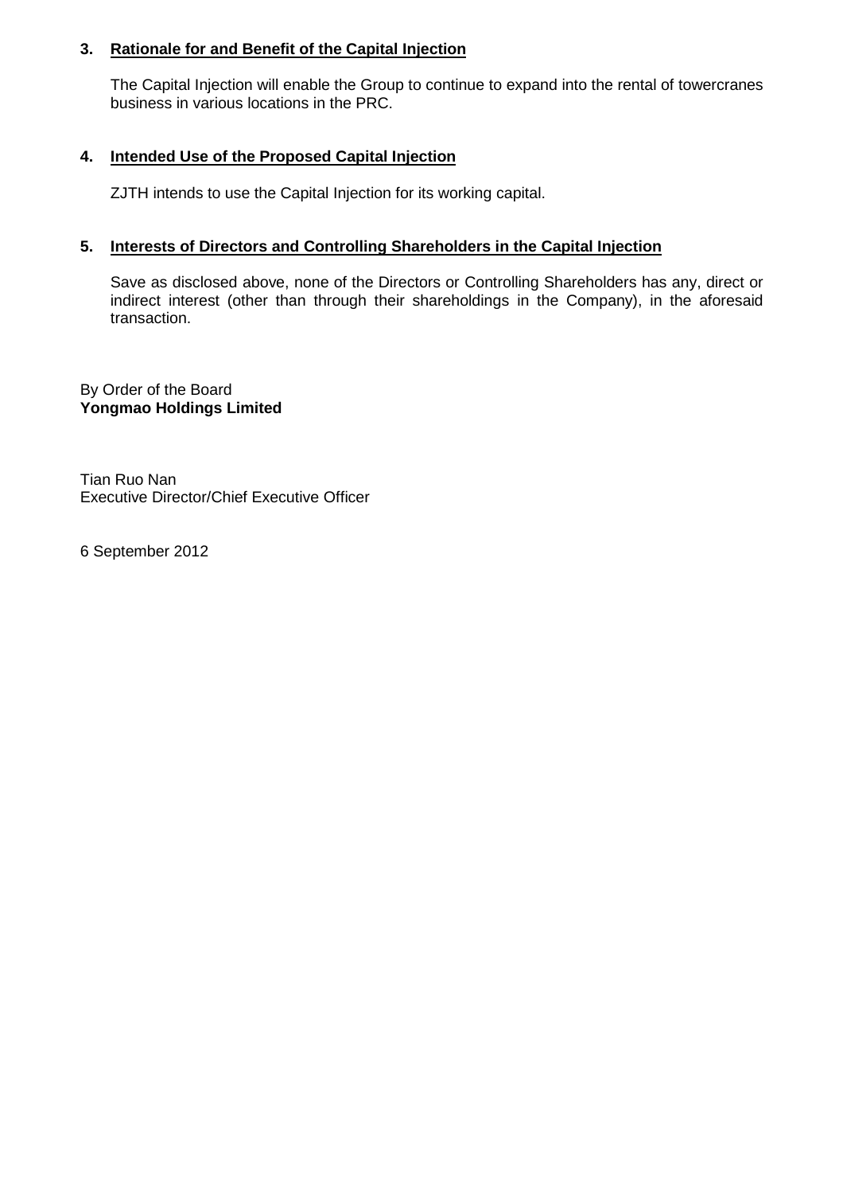**3. Rationale for and Benefit of the Capital Injection**

The Capital Injection will enable the Group to continue to expand into the rental of towercranes business in various locations in the PRC.

**4. Intended Use of the Proposed Capital Injection**

ZJTH intends to use the Capital Injection for its working capital.

**5. Interests of Directors and Controlling Shareholders in the Capital Injection**

Save as disclosed above, none of the Directors or Controlling Shareholders has any, direct or indirect interest (other than through their shareholdings in the Company), in the aforesaid transaction.

By Order of the Board
**Yongmao Holdings Limited**

Tian Ruo Nan
Executive Director/Chief Executive Officer

6 September 2012